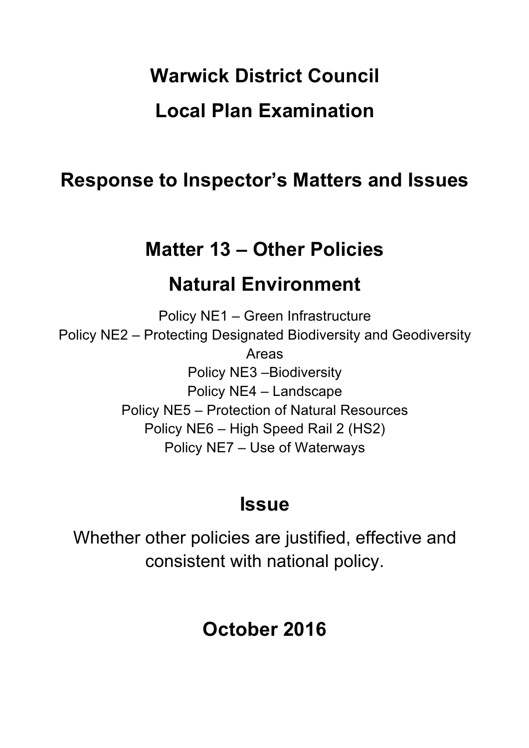# Warwick District Council

# Local Plan Examination

## Response to Inspector's Matters and Issues

## Matter 13 – Other Policies

## Natural Environment

Policy NE1 – Green Infrastructure
Policy NE2 – Protecting Designated Biodiversity and Geodiversity Areas
Policy NE3 –Biodiversity
Policy NE4 – Landscape
Policy NE5 – Protection of Natural Resources
Policy NE6 – High Speed Rail 2 (HS2)
Policy NE7 – Use of Waterways

## Issue

Whether other policies are justified, effective and consistent with national policy.

## October 2016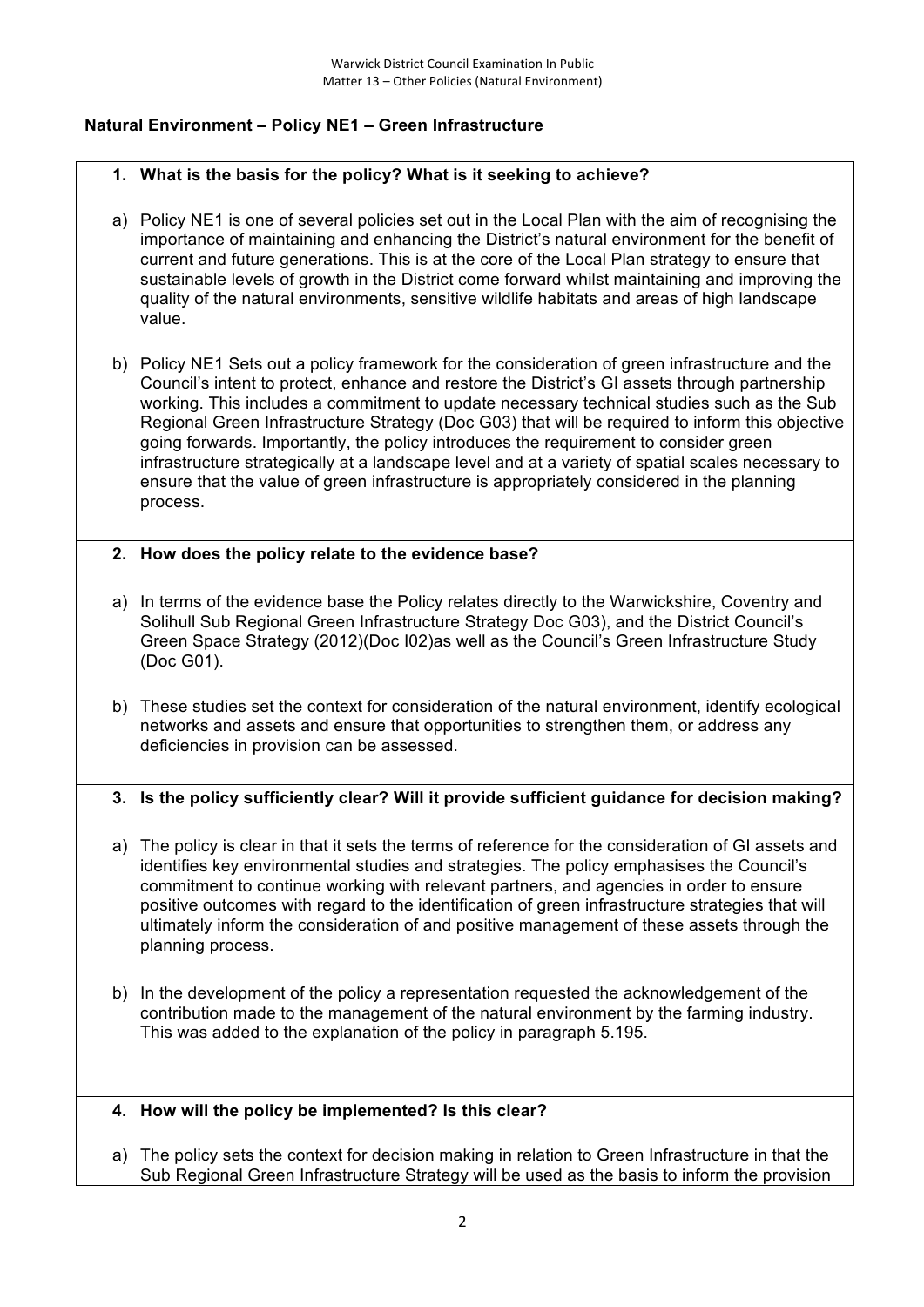## Natural Environment – Policy NE1 – Green Infrastructure

**1. What is the basis for the policy? What is it seeking to achieve?**

a) Policy NE1 is one of several policies set out in the Local Plan with the aim of recognising the importance of maintaining and enhancing the District's natural environment for the benefit of current and future generations. This is at the core of the Local Plan strategy to ensure that sustainable levels of growth in the District come forward whilst maintaining and improving the quality of the natural environments, sensitive wildlife habitats and areas of high landscape value.

b) Policy NE1 Sets out a policy framework for the consideration of green infrastructure and the Council's intent to protect, enhance and restore the District's GI assets through partnership working. This includes a commitment to update necessary technical studies such as the Sub Regional Green Infrastructure Strategy (Doc G03) that will be required to inform this objective going forwards. Importantly, the policy introduces the requirement to consider green infrastructure strategically at a landscape level and at a variety of spatial scales necessary to ensure that the value of green infrastructure is appropriately considered in the planning process.

**2. How does the policy relate to the evidence base?**

a) In terms of the evidence base the Policy relates directly to the Warwickshire, Coventry and Solihull Sub Regional Green Infrastructure Strategy Doc G03), and the District Council's Green Space Strategy (2012)(Doc I02)as well as the Council's Green Infrastructure Study (Doc G01).

b) These studies set the context for consideration of the natural environment, identify ecological networks and assets and ensure that opportunities to strengthen them, or address any deficiencies in provision can be assessed.

**3. Is the policy sufficiently clear? Will it provide sufficient guidance for decision making?**

a) The policy is clear in that it sets the terms of reference for the consideration of GI assets and identifies key environmental studies and strategies. The policy emphasises the Council's commitment to continue working with relevant partners, and agencies in order to ensure positive outcomes with regard to the identification of green infrastructure strategies that will ultimately inform the consideration of and positive management of these assets through the planning process.

b) In the development of the policy a representation requested the acknowledgement of the contribution made to the management of the natural environment by the farming industry. This was added to the explanation of the policy in paragraph 5.195.

**4. How will the policy be implemented? Is this clear?**

a) The policy sets the context for decision making in relation to Green Infrastructure in that the Sub Regional Green Infrastructure Strategy will be used as the basis to inform the provision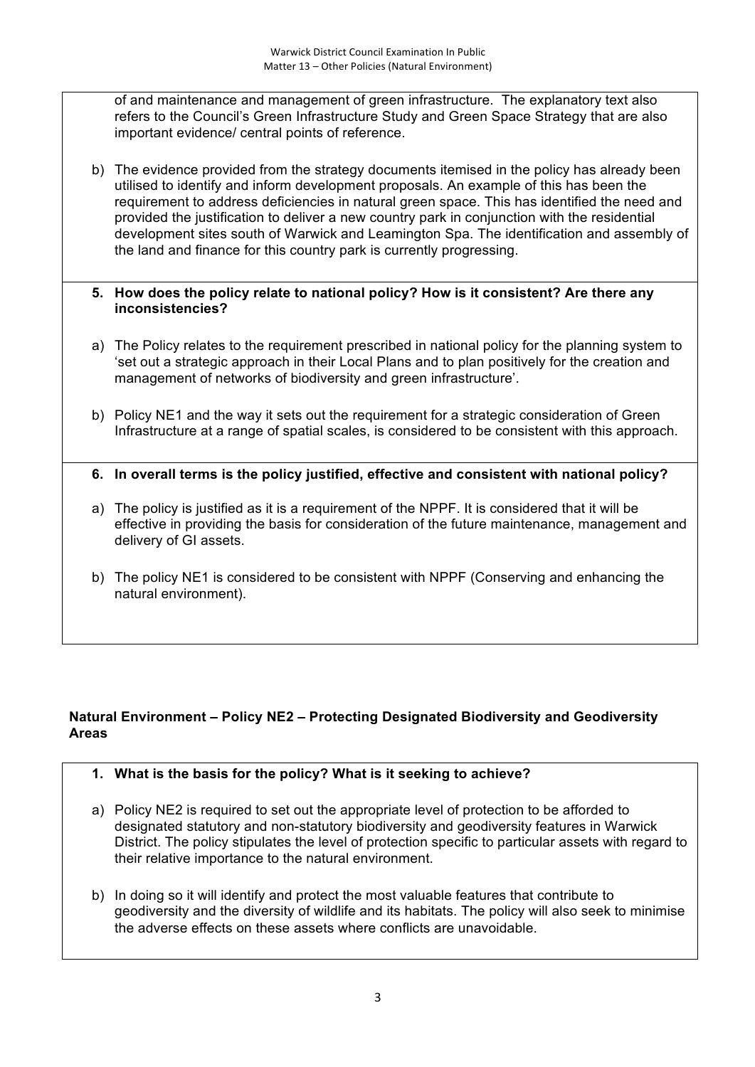of and maintenance and management of green infrastructure. The explanatory text also refers to the Council's Green Infrastructure Study and Green Space Strategy that are also important evidence/ central points of reference.

b) The evidence provided from the strategy documents itemised in the policy has already been utilised to identify and inform development proposals. An example of this has been the requirement to address deficiencies in natural green space. This has identified the need and provided the justification to deliver a new country park in conjunction with the residential development sites south of Warwick and Leamington Spa. The identification and assembly of the land and finance for this country park is currently progressing.

**5. How does the policy relate to national policy? How is it consistent? Are there any inconsistencies?**

a) The Policy relates to the requirement prescribed in national policy for the planning system to 'set out a strategic approach in their Local Plans and to plan positively for the creation and management of networks of biodiversity and green infrastructure'.

b) Policy NE1 and the way it sets out the requirement for a strategic consideration of Green Infrastructure at a range of spatial scales, is considered to be consistent with this approach.

**6. In overall terms is the policy justified, effective and consistent with national policy?**

a) The policy is justified as it is a requirement of the NPPF. It is considered that it will be effective in providing the basis for consideration of the future maintenance, management and delivery of GI assets.

b) The policy NE1 is considered to be consistent with NPPF (Conserving and enhancing the natural environment).

**Natural Environment – Policy NE2 – Protecting Designated Biodiversity and Geodiversity Areas**

**1. What is the basis for the policy? What is it seeking to achieve?**

a) Policy NE2 is required to set out the appropriate level of protection to be afforded to designated statutory and non-statutory biodiversity and geodiversity features in Warwick District. The policy stipulates the level of protection specific to particular assets with regard to their relative importance to the natural environment.

b) In doing so it will identify and protect the most valuable features that contribute to geodiversity and the diversity of wildlife and its habitats. The policy will also seek to minimise the adverse effects on these assets where conflicts are unavoidable.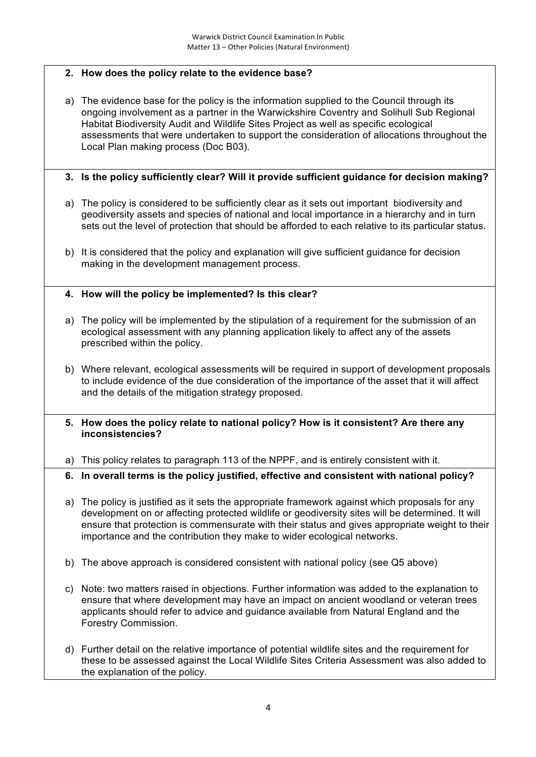**2. How does the policy relate to the evidence base?**

a) The evidence base for the policy is the information supplied to the Council through its ongoing involvement as a partner in the Warwickshire Coventry and Solihull Sub Regional Habitat Biodiversity Audit and Wildlife Sites Project as well as specific ecological assessments that were undertaken to support the consideration of allocations throughout the Local Plan making process (Doc B03).

**3. Is the policy sufficiently clear? Will it provide sufficient guidance for decision making?**

a) The policy is considered to be sufficiently clear as it sets out important biodiversity and geodiversity assets and species of national and local importance in a hierarchy and in turn sets out the level of protection that should be afforded to each relative to its particular status.

b) It is considered that the policy and explanation will give sufficient guidance for decision making in the development management process.

**4. How will the policy be implemented? Is this clear?**

a) The policy will be implemented by the stipulation of a requirement for the submission of an ecological assessment with any planning application likely to affect any of the assets prescribed within the policy.

b) Where relevant, ecological assessments will be required in support of development proposals to include evidence of the due consideration of the importance of the asset that it will affect and the details of the mitigation strategy proposed.

**5. How does the policy relate to national policy? How is it consistent? Are there any inconsistencies?**

a) This policy relates to paragraph 113 of the NPPF, and is entirely consistent with it.

**6. In overall terms is the policy justified, effective and consistent with national policy?**

a) The policy is justified as it sets the appropriate framework against which proposals for any development on or affecting protected wildlife or geodiversity sites will be determined. It will ensure that protection is commensurate with their status and gives appropriate weight to their importance and the contribution they make to wider ecological networks.

b) The above approach is considered consistent with national policy (see Q5 above)

c) Note: two matters raised in objections. Further information was added to the explanation to ensure that where development may have an impact on ancient woodland or veteran trees applicants should refer to advice and guidance available from Natural England and the Forestry Commission.

d) Further detail on the relative importance of potential wildlife sites and the requirement for these to be assessed against the Local Wildlife Sites Criteria Assessment was also added to the explanation of the policy.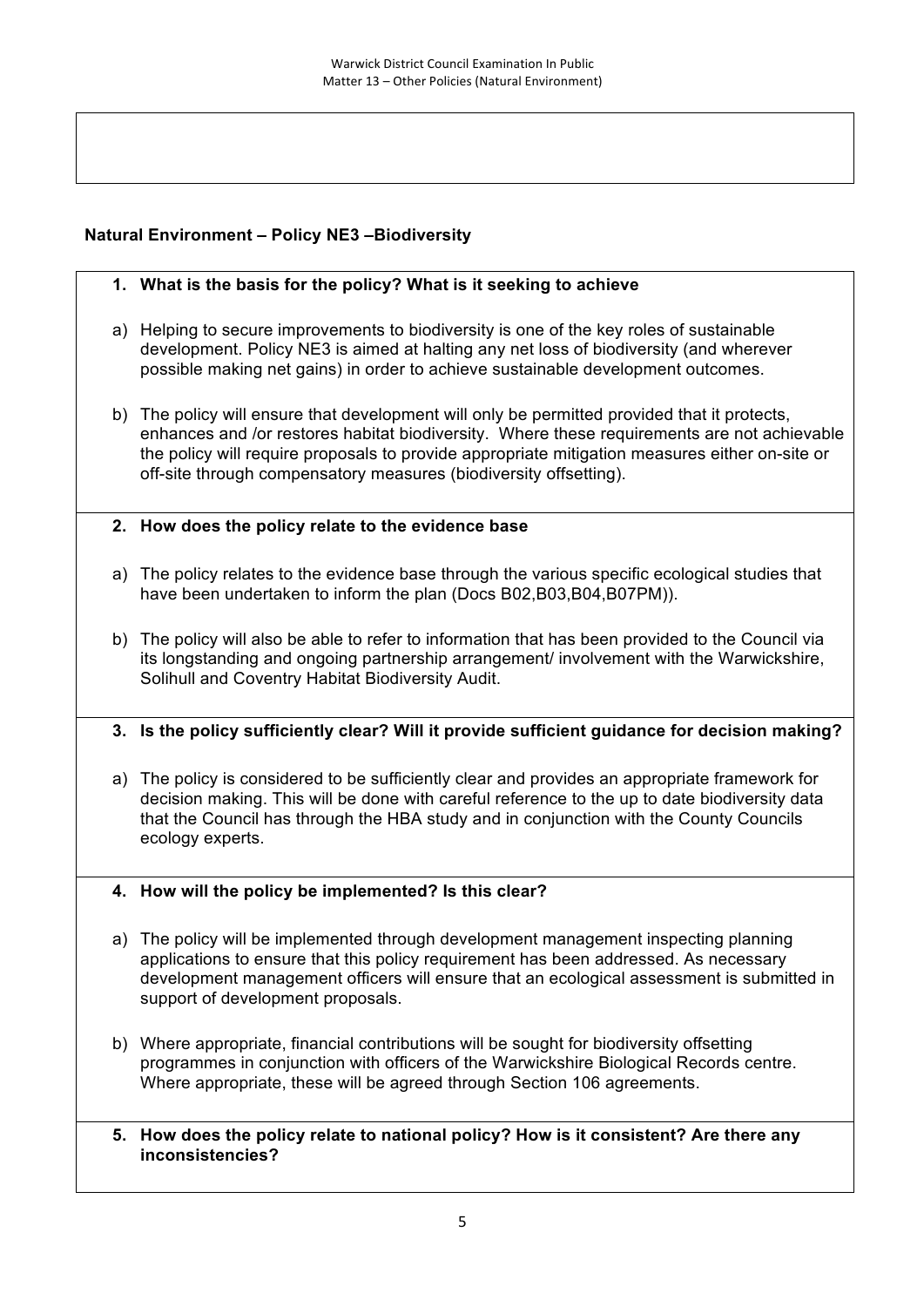## Natural Environment – Policy NE3 –Biodiversity

**1. What is the basis for the policy? What is it seeking to achieve**

a) Helping to secure improvements to biodiversity is one of the key roles of sustainable development. Policy NE3 is aimed at halting any net loss of biodiversity (and wherever possible making net gains) in order to achieve sustainable development outcomes.

b) The policy will ensure that development will only be permitted provided that it protects, enhances and /or restores habitat biodiversity. Where these requirements are not achievable the policy will require proposals to provide appropriate mitigation measures either on-site or off-site through compensatory measures (biodiversity offsetting).

**2. How does the policy relate to the evidence base**

a) The policy relates to the evidence base through the various specific ecological studies that have been undertaken to inform the plan (Docs B02,B03,B04,B07PM)).

b) The policy will also be able to refer to information that has been provided to the Council via its longstanding and ongoing partnership arrangement/ involvement with the Warwickshire, Solihull and Coventry Habitat Biodiversity Audit.

**3. Is the policy sufficiently clear? Will it provide sufficient guidance for decision making?**

a) The policy is considered to be sufficiently clear and provides an appropriate framework for decision making. This will be done with careful reference to the up to date biodiversity data that the Council has through the HBA study and in conjunction with the County Councils ecology experts.

**4. How will the policy be implemented? Is this clear?**

a) The policy will be implemented through development management inspecting planning applications to ensure that this policy requirement has been addressed. As necessary development management officers will ensure that an ecological assessment is submitted in support of development proposals.

b) Where appropriate, financial contributions will be sought for biodiversity offsetting programmes in conjunction with officers of the Warwickshire Biological Records centre. Where appropriate, these will be agreed through Section 106 agreements.

**5. How does the policy relate to national policy? How is it consistent? Are there any inconsistencies?**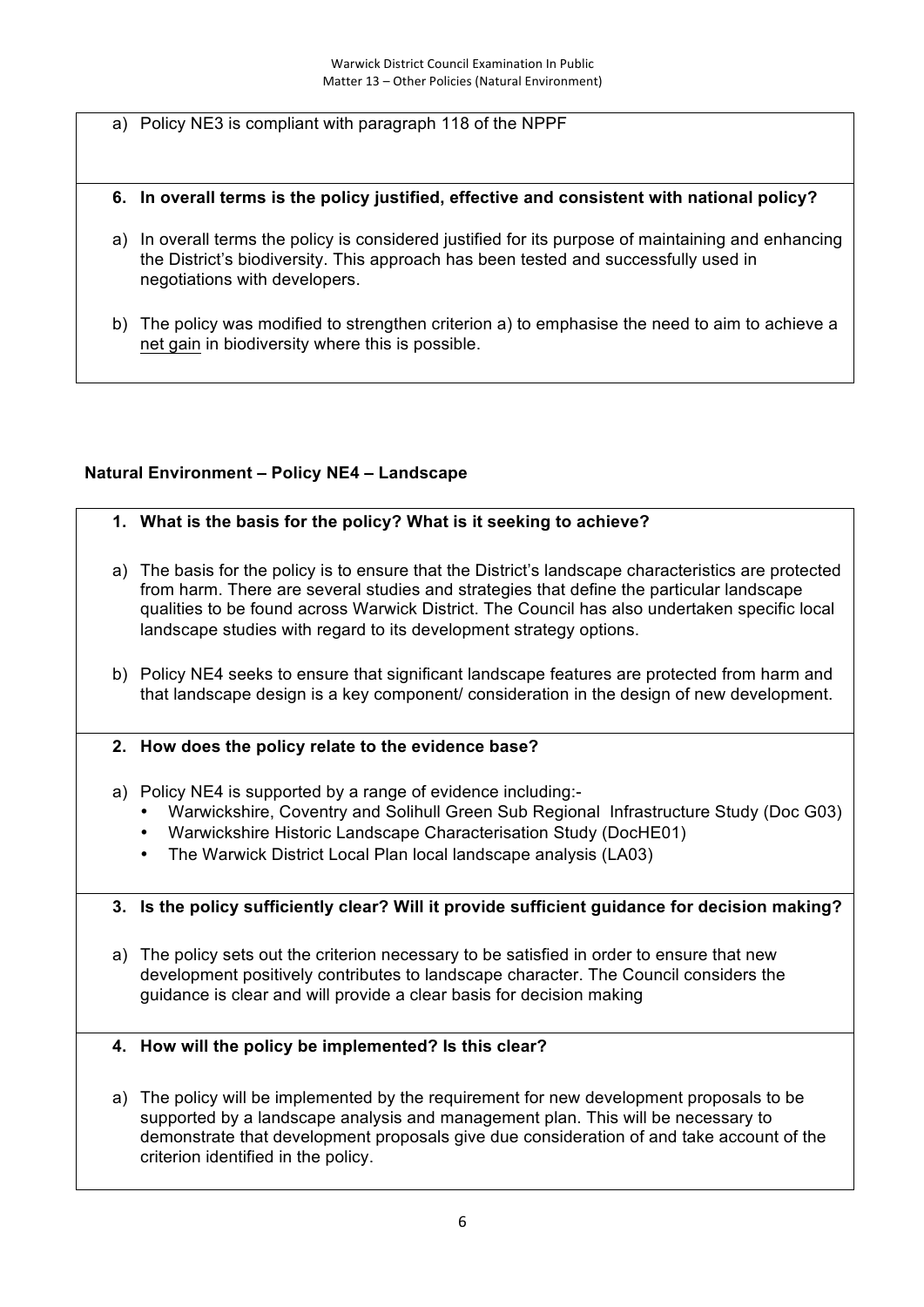a) Policy NE3 is compliant with paragraph 118 of the NPPF

**6. In overall terms is the policy justified, effective and consistent with national policy?**

a) In overall terms the policy is considered justified for its purpose of maintaining and enhancing the District's biodiversity. This approach has been tested and successfully used in negotiations with developers.

b) The policy was modified to strengthen criterion a) to emphasise the need to aim to achieve a net gain in biodiversity where this is possible.

### Natural Environment – Policy NE4 – Landscape

**1. What is the basis for the policy? What is it seeking to achieve?**

a) The basis for the policy is to ensure that the District's landscape characteristics are protected from harm. There are several studies and strategies that define the particular landscape qualities to be found across Warwick District. The Council has also undertaken specific local landscape studies with regard to its development strategy options.

b) Policy NE4 seeks to ensure that significant landscape features are protected from harm and that landscape design is a key component/ consideration in the design of new development.

**2. How does the policy relate to the evidence base?**

a) Policy NE4 is supported by a range of evidence including:-
   - Warwickshire, Coventry and Solihull Green Sub Regional Infrastructure Study (Doc G03)
   - Warwickshire Historic Landscape Characterisation Study (DocHE01)
   - The Warwick District Local Plan local landscape analysis (LA03)

**3. Is the policy sufficiently clear? Will it provide sufficient guidance for decision making?**

a) The policy sets out the criterion necessary to be satisfied in order to ensure that new development positively contributes to landscape character. The Council considers the guidance is clear and will provide a clear basis for decision making

**4. How will the policy be implemented? Is this clear?**

a) The policy will be implemented by the requirement for new development proposals to be supported by a landscape analysis and management plan. This will be necessary to demonstrate that development proposals give due consideration of and take account of the criterion identified in the policy.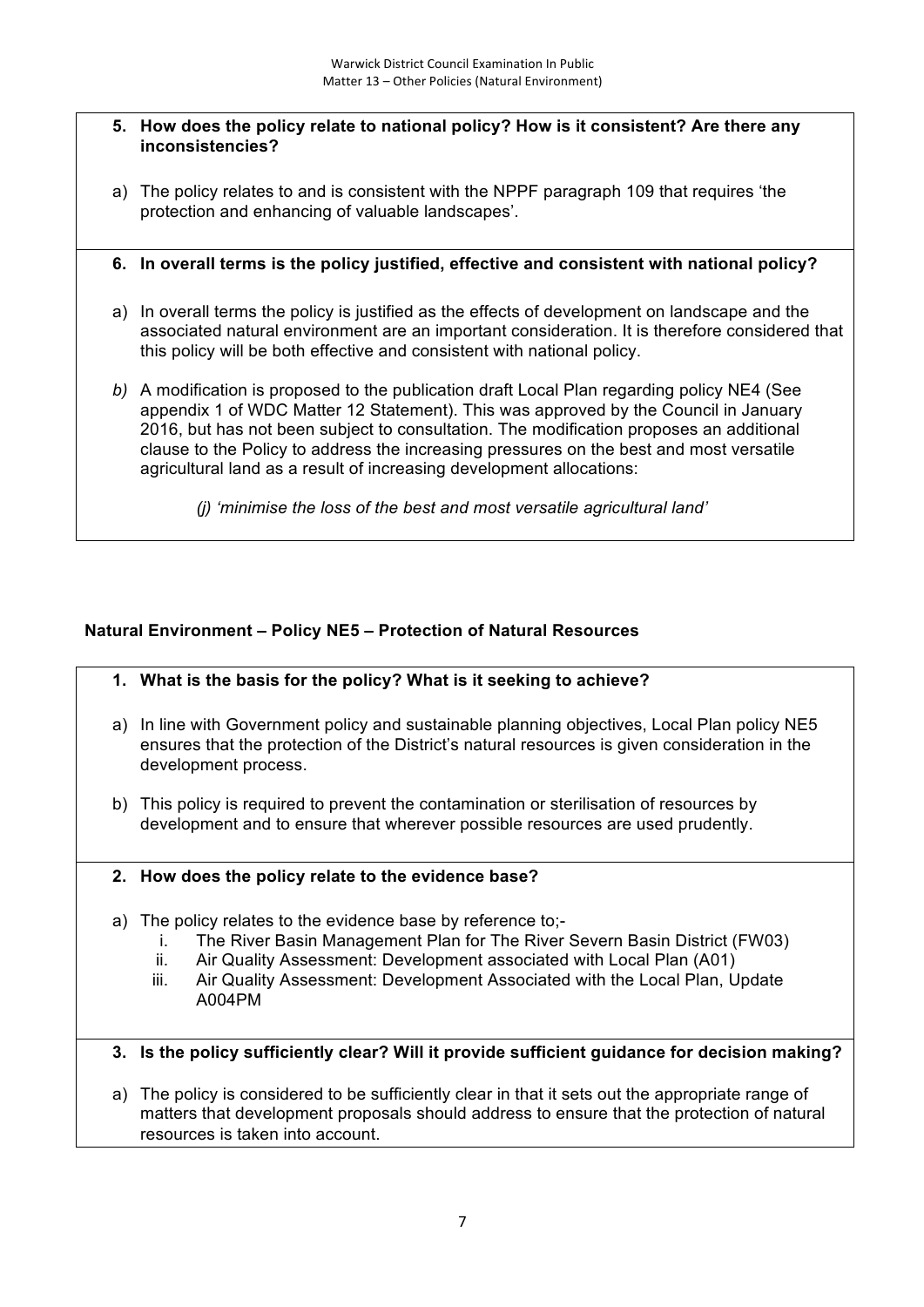**5. How does the policy relate to national policy? How is it consistent? Are there any inconsistencies?**

a) The policy relates to and is consistent with the NPPF paragraph 109 that requires 'the protection and enhancing of valuable landscapes'.

**6. In overall terms is the policy justified, effective and consistent with national policy?**

a) In overall terms the policy is justified as the effects of development on landscape and the associated natural environment are an important consideration. It is therefore considered that this policy will be both effective and consistent with national policy.

*b)* A modification is proposed to the publication draft Local Plan regarding policy NE4 (See appendix 1 of WDC Matter 12 Statement). This was approved by the Council in January 2016, but has not been subject to consultation. The modification proposes an additional clause to the Policy to address the increasing pressures on the best and most versatile agricultural land as a result of increasing development allocations:

> *(j) 'minimise the loss of the best and most versatile agricultural land'*

## Natural Environment – Policy NE5 – Protection of Natural Resources

**1. What is the basis for the policy? What is it seeking to achieve?**

a) In line with Government policy and sustainable planning objectives, Local Plan policy NE5 ensures that the protection of the District's natural resources is given consideration in the development process.

b) This policy is required to prevent the contamination or sterilisation of resources by development and to ensure that wherever possible resources are used prudently.

**2. How does the policy relate to the evidence base?**

a) The policy relates to the evidence base by reference to;-

   i. The River Basin Management Plan for The River Severn Basin District (FW03)
   ii. Air Quality Assessment: Development associated with Local Plan (A01)
   iii. Air Quality Assessment: Development Associated with the Local Plan, Update A004PM

**3. Is the policy sufficiently clear? Will it provide sufficient guidance for decision making?**

a) The policy is considered to be sufficiently clear in that it sets out the appropriate range of matters that development proposals should address to ensure that the protection of natural resources is taken into account.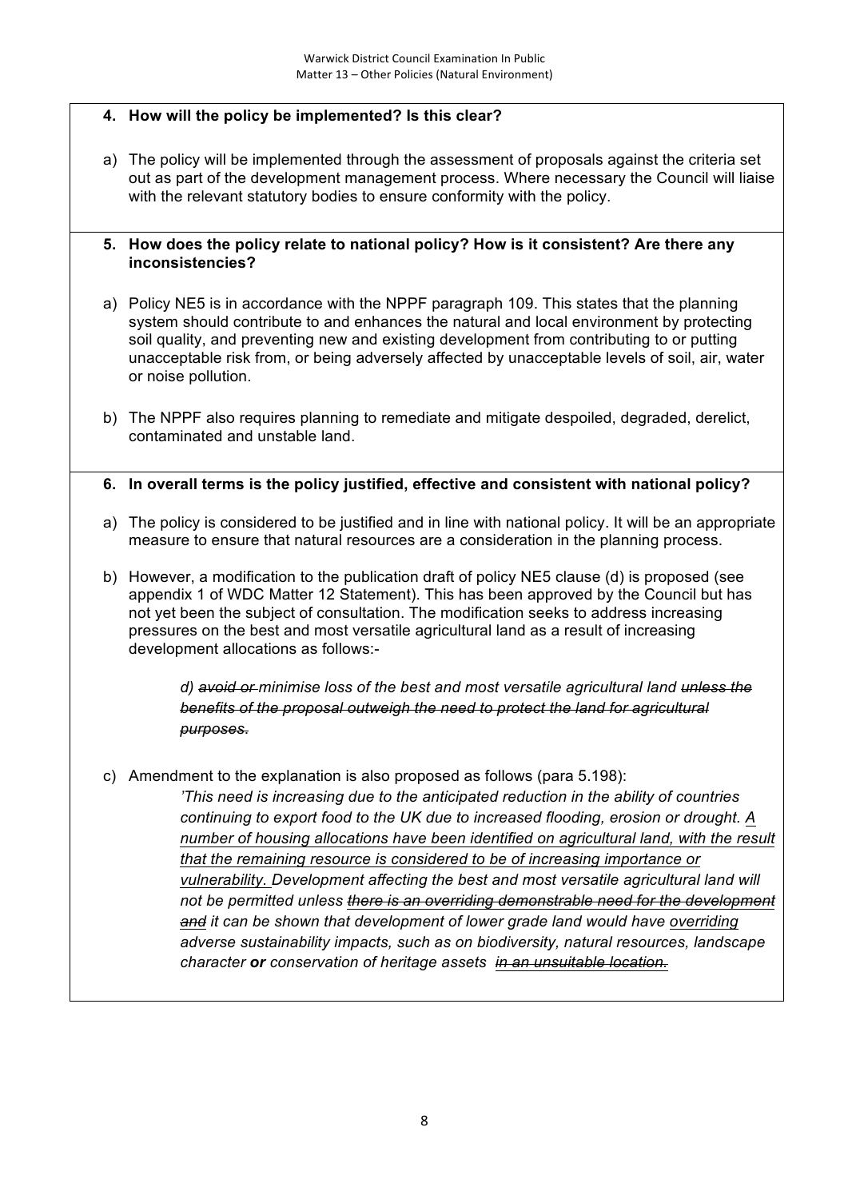**4. How will the policy be implemented? Is this clear?**

a) The policy will be implemented through the assessment of proposals against the criteria set out as part of the development management process. Where necessary the Council will liaise with the relevant statutory bodies to ensure conformity with the policy.

**5. How does the policy relate to national policy? How is it consistent? Are there any inconsistencies?**

a) Policy NE5 is in accordance with the NPPF paragraph 109. This states that the planning system should contribute to and enhances the natural and local environment by protecting soil quality, and preventing new and existing development from contributing to or putting unacceptable risk from, or being adversely affected by unacceptable levels of soil, air, water or noise pollution.

b) The NPPF also requires planning to remediate and mitigate despoiled, degraded, derelict, contaminated and unstable land.

**6. In overall terms is the policy justified, effective and consistent with national policy?**

a) The policy is considered to be justified and in line with national policy. It will be an appropriate measure to ensure that natural resources are a consideration in the planning process.

b) However, a modification to the publication draft of policy NE5 clause (d) is proposed (see appendix 1 of WDC Matter 12 Statement). This has been approved by the Council but has not yet been the subject of consultation. The modification seeks to address increasing pressures on the best and most versatile agricultural land as a result of increasing development allocations as follows:-

> *d) ~~avoid or~~ minimise loss of the best and most versatile agricultural land ~~unless the benefits of the proposal outweigh the need to protect the land for agricultural purposes.~~*

c) Amendment to the explanation is also proposed as follows (para 5.198):

> *'This need is increasing due to the anticipated reduction in the ability of countries continuing to export food to the UK due to increased flooding, erosion or drought. <u>A number of housing allocations have been identified on agricultural land, with the result that the remaining resource is considered to be of increasing importance or vulnerability.</u> Development affecting the best and most versatile agricultural land will not be permitted unless ~~there is an overriding demonstrable need for the development and~~ it can be shown that development of lower grade land would have <u>overriding</u> adverse sustainability impacts, such as on biodiversity, natural resources, landscape character **or** conservation of heritage assets ~~in an unsuitable location.~~*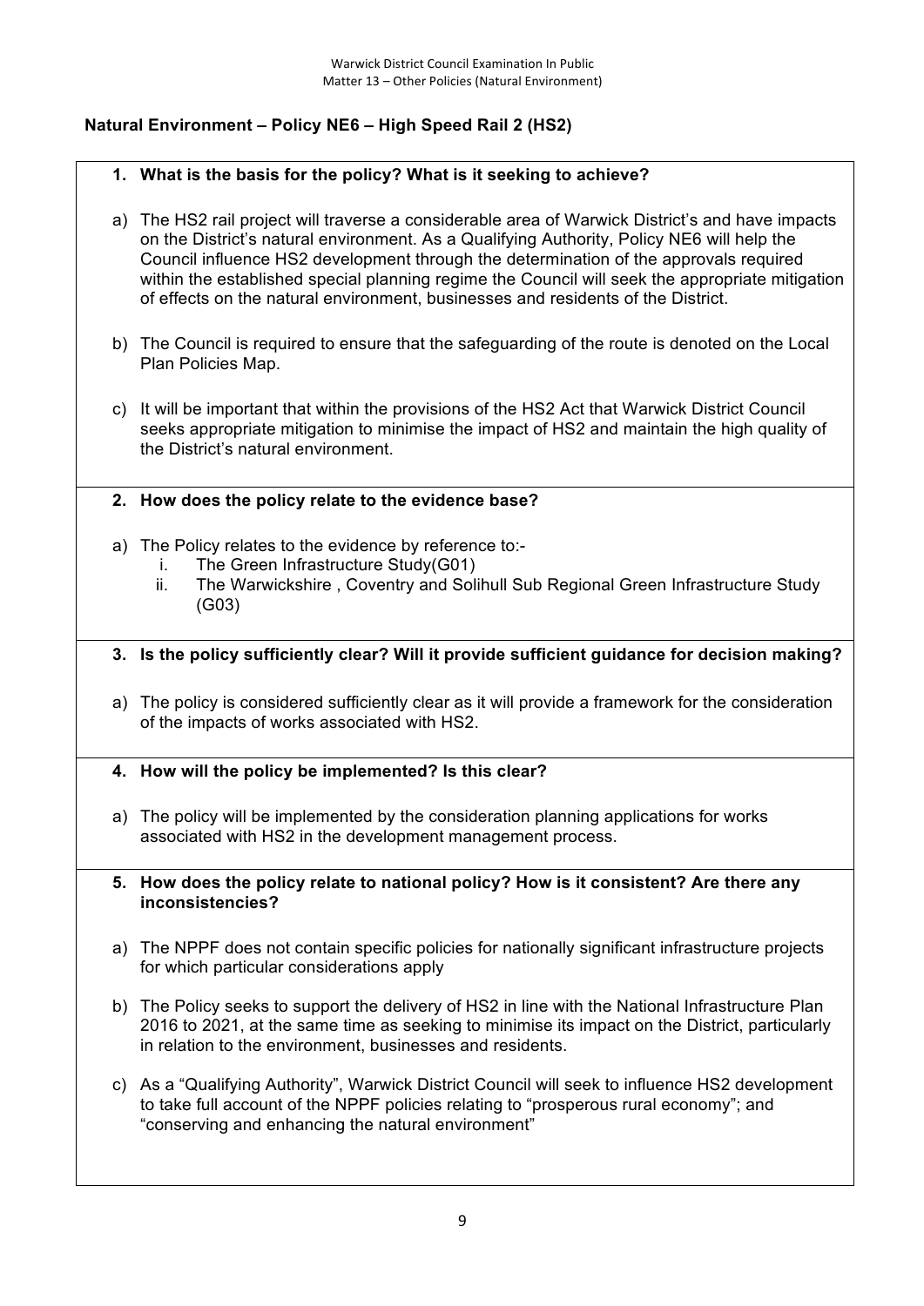## Natural Environment – Policy NE6 – High Speed Rail 2 (HS2)

**1. What is the basis for the policy? What is it seeking to achieve?**

a) The HS2 rail project will traverse a considerable area of Warwick District's and have impacts on the District's natural environment. As a Qualifying Authority, Policy NE6 will help the Council influence HS2 development through the determination of the approvals required within the established special planning regime the Council will seek the appropriate mitigation of effects on the natural environment, businesses and residents of the District.

b) The Council is required to ensure that the safeguarding of the route is denoted on the Local Plan Policies Map.

c) It will be important that within the provisions of the HS2 Act that Warwick District Council seeks appropriate mitigation to minimise the impact of HS2 and maintain the high quality of the District's natural environment.

**2. How does the policy relate to the evidence base?**

a) The Policy relates to the evidence by reference to:-
   i. The Green Infrastructure Study(G01)
   ii. The Warwickshire , Coventry and Solihull Sub Regional Green Infrastructure Study (G03)

**3. Is the policy sufficiently clear? Will it provide sufficient guidance for decision making?**

a) The policy is considered sufficiently clear as it will provide a framework for the consideration of the impacts of works associated with HS2.

**4. How will the policy be implemented? Is this clear?**

a) The policy will be implemented by the consideration planning applications for works associated with HS2 in the development management process.

**5. How does the policy relate to national policy? How is it consistent? Are there any inconsistencies?**

a) The NPPF does not contain specific policies for nationally significant infrastructure projects for which particular considerations apply

b) The Policy seeks to support the delivery of HS2 in line with the National Infrastructure Plan 2016 to 2021, at the same time as seeking to minimise its impact on the District, particularly in relation to the environment, businesses and residents.

c) As a "Qualifying Authority", Warwick District Council will seek to influence HS2 development to take full account of the NPPF policies relating to "prosperous rural economy"; and "conserving and enhancing the natural environment"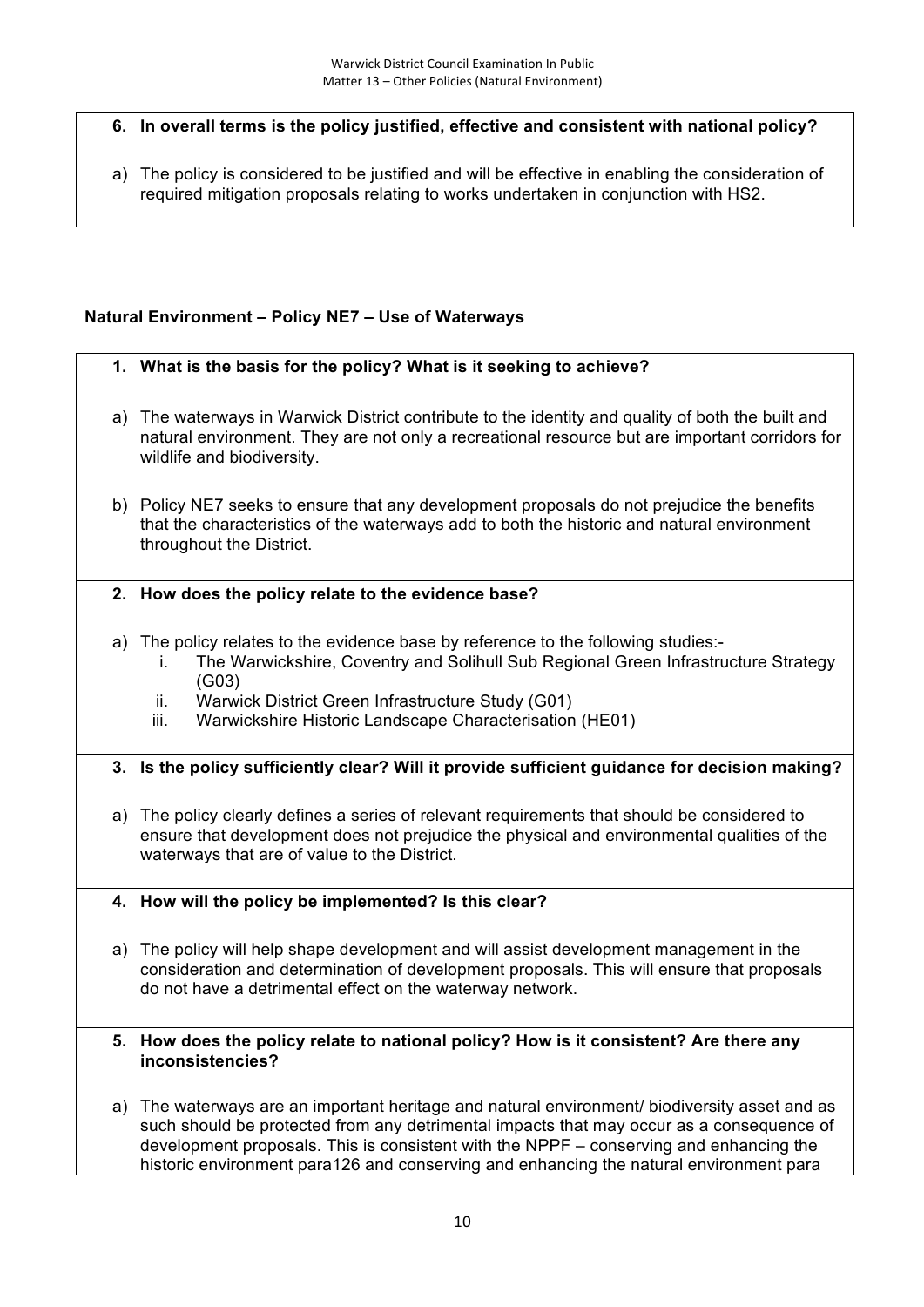**6. In overall terms is the policy justified, effective and consistent with national policy?**

a) The policy is considered to be justified and will be effective in enabling the consideration of required mitigation proposals relating to works undertaken in conjunction with HS2.

## Natural Environment – Policy NE7 – Use of Waterways

**1. What is the basis for the policy? What is it seeking to achieve?**

a) The waterways in Warwick District contribute to the identity and quality of both the built and natural environment. They are not only a recreational resource but are important corridors for wildlife and biodiversity.

b) Policy NE7 seeks to ensure that any development proposals do not prejudice the benefits that the characteristics of the waterways add to both the historic and natural environment throughout the District.

**2. How does the policy relate to the evidence base?**

a) The policy relates to the evidence base by reference to the following studies:-
   i. The Warwickshire, Coventry and Solihull Sub Regional Green Infrastructure Strategy (G03)
   ii. Warwick District Green Infrastructure Study (G01)
   iii. Warwickshire Historic Landscape Characterisation (HE01)

**3. Is the policy sufficiently clear? Will it provide sufficient guidance for decision making?**

a) The policy clearly defines a series of relevant requirements that should be considered to ensure that development does not prejudice the physical and environmental qualities of the waterways that are of value to the District.

**4. How will the policy be implemented? Is this clear?**

a) The policy will help shape development and will assist development management in the consideration and determination of development proposals. This will ensure that proposals do not have a detrimental effect on the waterway network.

**5. How does the policy relate to national policy? How is it consistent? Are there any inconsistencies?**

a) The waterways are an important heritage and natural environment/ biodiversity asset and as such should be protected from any detrimental impacts that may occur as a consequence of development proposals. This is consistent with the NPPF – conserving and enhancing the historic environment para126 and conserving and enhancing the natural environment para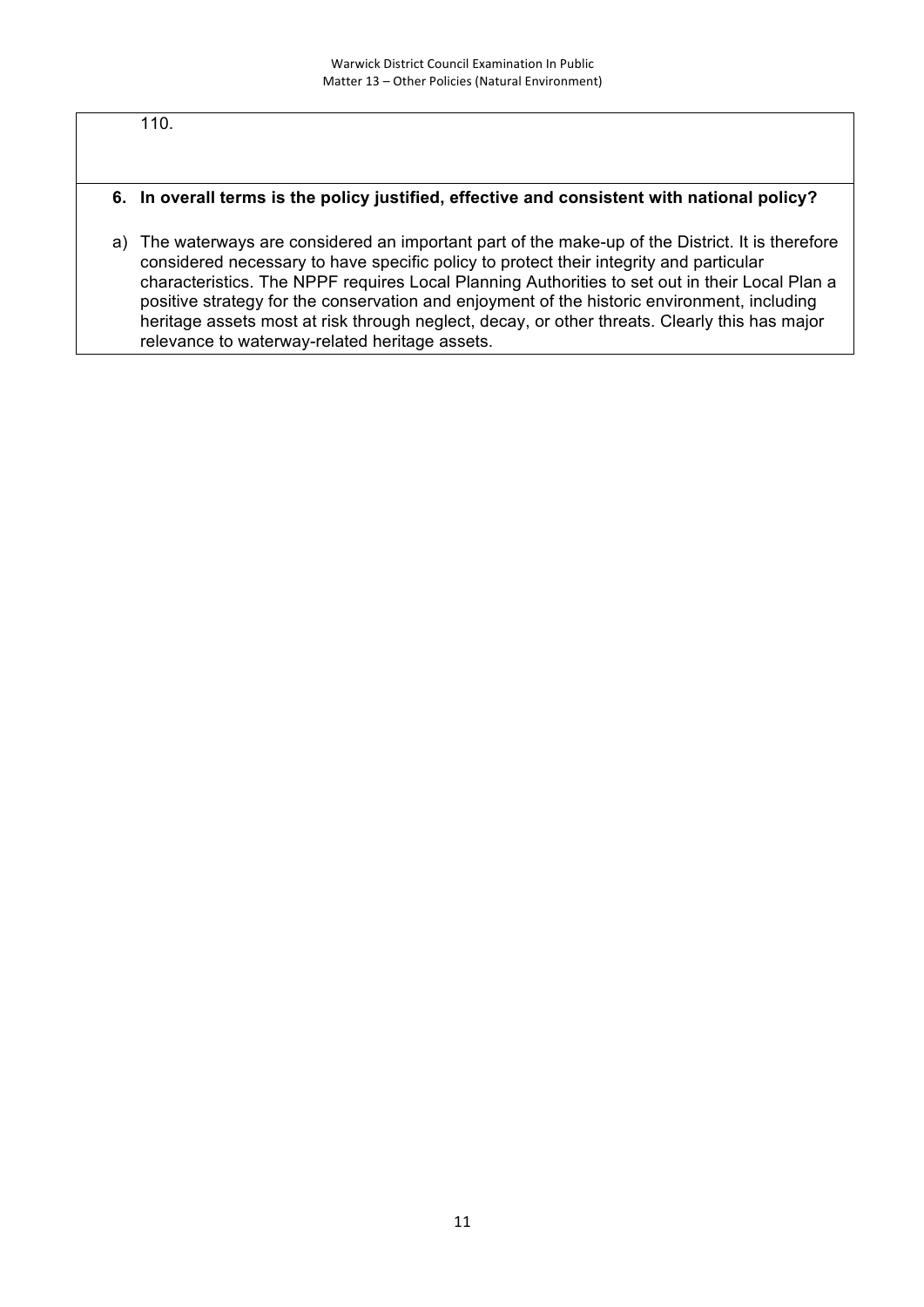110.

**6. In overall terms is the policy justified, effective and consistent with national policy?**

a) The waterways are considered an important part of the make-up of the District. It is therefore considered necessary to have specific policy to protect their integrity and particular characteristics. The NPPF requires Local Planning Authorities to set out in their Local Plan a positive strategy for the conservation and enjoyment of the historic environment, including heritage assets most at risk through neglect, decay, or other threats. Clearly this has major relevance to waterway-related heritage assets.